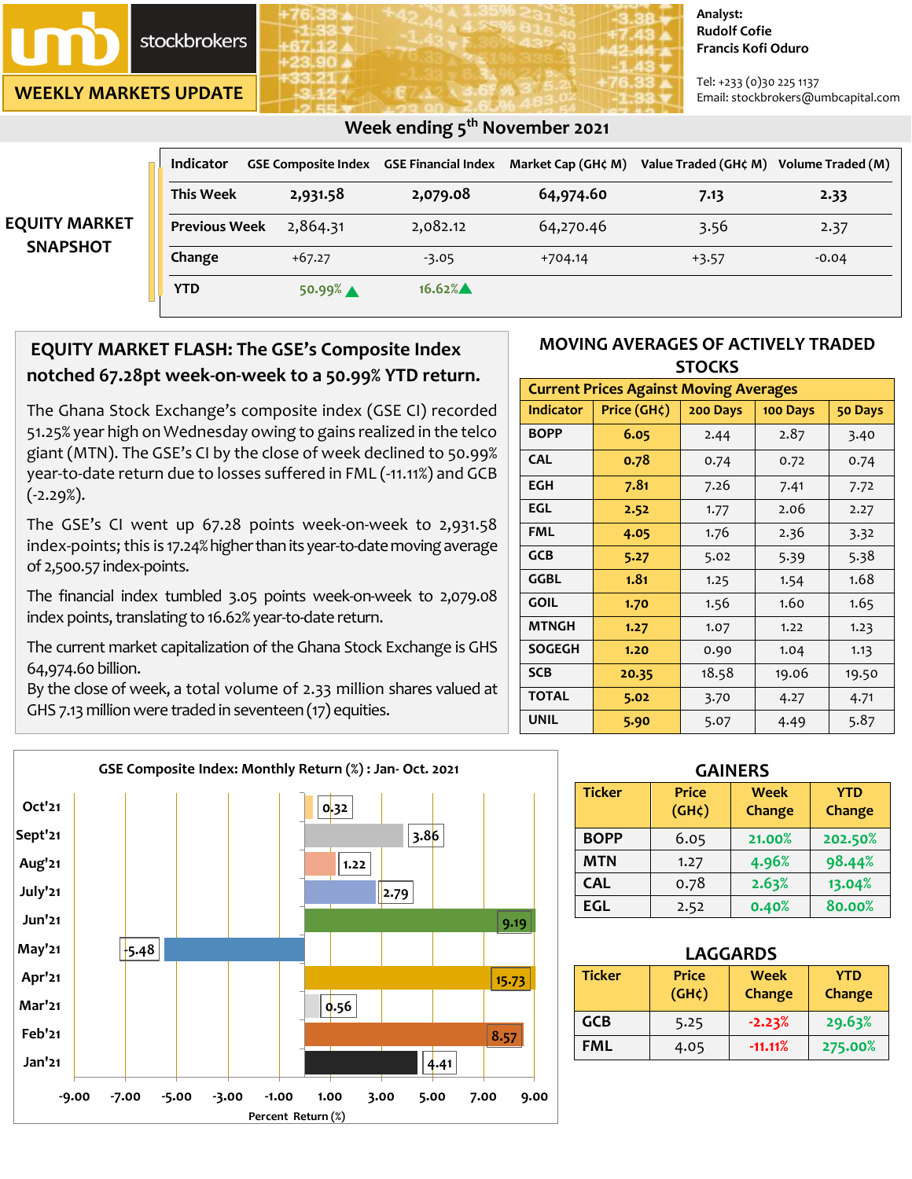# WEEKLY MARKETS UPDATE

umb stockbrokers

Analyst:
Rudolf Cofie
Francis Kofi Oduro

Tel: +233 (0)30 225 1137
Email: stockbrokers@umbcapital.com

## Week ending 5th November 2021

### EQUITY MARKET SNAPSHOT

| Indicator | GSE Composite Index | GSE Financial Index | Market Cap (GH¢ M) | Value Traded (GH¢ M) | Volume Traded (M) |
|---|---|---|---|---|---|
| This Week | 2,931.58 | 2,079.08 | 64,974.60 | 7.13 | 2.33 |
| Previous Week | 2,864.31 | 2,082.12 | 64,270.46 | 3.56 | 2.37 |
| Change | +67.27 | -3.05 | +704.14 | +3.57 | -0.04 |
| YTD | 50.99% ▲ | 16.62% ▲ | | | |

### EQUITY MARKET FLASH: The GSE's Composite Index notched 67.28pt week-on-week to a 50.99% YTD return.

The Ghana Stock Exchange's composite index (GSE CI) recorded 51.25% year high on Wednesday owing to gains realized in the telco giant (MTN). The GSE's CI by the close of week declined to 50.99% year-to-date return due to losses suffered in FML (-11.11%) and GCB (-2.29%).

The GSE's CI went up 67.28 points week-on-week to 2,931.58 index-points; this is 17.24% higher than its year-to-date moving average of 2,500.57 index-points.

The financial index tumbled 3.05 points week-on-week to 2,079.08 index points, translating to 16.62% year-to-date return.

The current market capitalization of the Ghana Stock Exchange is GHS 64,974.60 billion.

By the close of week, a total volume of 2.33 million shares valued at GHS 7.13 million were traded in seventeen (17) equities.

### MOVING AVERAGES OF ACTIVELY TRADED STOCKS

Current Prices Against Moving Averages

| Indicator | Price (GH¢) | 200 Days | 100 Days | 50 Days |
|---|---|---|---|---|
| BOPP | 6.05 | 2.44 | 2.87 | 3.40 |
| CAL | 0.78 | 0.74 | 0.72 | 0.74 |
| EGH | 7.81 | 7.26 | 7.41 | 7.72 |
| EGL | 2.52 | 1.77 | 2.06 | 2.27 |
| FML | 4.05 | 1.76 | 2.36 | 3.32 |
| GCB | 5.27 | 5.02 | 5.39 | 5.38 |
| GGBL | 1.81 | 1.25 | 1.54 | 1.68 |
| GOIL | 1.70 | 1.56 | 1.60 | 1.65 |
| MTNGH | 1.27 | 1.07 | 1.22 | 1.23 |
| SOGEGH | 1.20 | 0.90 | 1.04 | 1.13 |
| SCB | 20.35 | 18.58 | 19.06 | 19.50 |
| TOTAL | 5.02 | 3.70 | 4.27 | 4.71 |
| UNIL | 5.90 | 5.07 | 4.49 | 5.87 |

### GSE Composite Index: Monthly Return (%) : Jan- Oct. 2021

| Month | Return (%) |
|---|---|
| Oct'21 | 0.32 |
| Sept'21 | 3.86 |
| Aug'21 | 1.22 |
| July'21 | 2.79 |
| Jun'21 | 9.19 |
| May'21 | -5.48 |
| Apr'21 | 15.73 |
| Mar'21 | 0.56 |
| Feb'21 | 8.57 |
| Jan'21 | 4.41 |

Percent Return (%)

### GAINERS

| Ticker | Price (GH¢) | Week Change | YTD Change |
|---|---|---|---|
| BOPP | 6.05 | 21.00% | 202.50% |
| MTN | 1.27 | 4.96% | 98.44% |
| CAL | 0.78 | 2.63% | 13.04% |
| EGL | 2.52 | 0.40% | 80.00% |

### LAGGARDS

| Ticker | Price (GH¢) | Week Change | YTD Change |
|---|---|---|---|
| GCB | 5.25 | -2.23% | 29.63% |
| FML | 4.05 | -11.11% | 275.00% |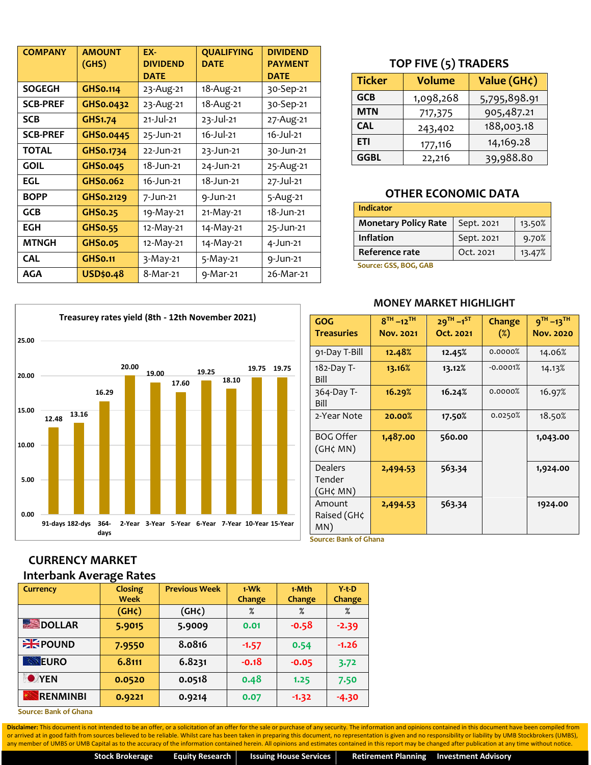| COMPANY | AMOUNT (GHS) | EX-DIVIDEND DATE | QUALIFYING DATE | DIVIDEND PAYMENT DATE |
|---|---|---|---|---|
| SOGEGH | GHS0.114 | 23-Aug-21 | 18-Aug-21 | 30-Sep-21 |
| SCB-PREF | GHS0.0432 | 23-Aug-21 | 18-Aug-21 | 30-Sep-21 |
| SCB | GHS1.74 | 21-Jul-21 | 23-Jul-21 | 27-Aug-21 |
| SCB-PREF | GHS0.0445 | 25-Jun-21 | 16-Jul-21 | 16-Jul-21 |
| TOTAL | GHS0.1734 | 22-Jun-21 | 23-Jun-21 | 30-Jun-21 |
| GOIL | GHS0.045 | 18-Jun-21 | 24-Jun-21 | 25-Aug-21 |
| EGL | GHS0.062 | 16-Jun-21 | 18-Jun-21 | 27-Jul-21 |
| BOPP | GHS0.2129 | 7-Jun-21 | 9-Jun-21 | 5-Aug-21 |
| GCB | GHS0.25 | 19-May-21 | 21-May-21 | 18-Jun-21 |
| EGH | GHS0.55 | 12-May-21 | 14-May-21 | 25-Jun-21 |
| MTNGH | GHS0.05 | 12-May-21 | 14-May-21 | 4-Jun-21 |
| CAL | GHS0.11 | 3-May-21 | 5-May-21 | 9-Jun-21 |
| AGA | USD$0.48 | 8-Mar-21 | 9-Mar-21 | 26-Mar-21 |

## TOP FIVE (5) TRADERS

| Ticker | Volume | Value (GH¢) |
|---|---|---|
| GCB | 1,098,268 | 5,795,898.91 |
| MTN | 717,375 | 905,487.21 |
| CAL | 243,402 | 188,003.18 |
| ETI | 177,116 | 14,169.28 |
| GGBL | 22,216 | 39,988.80 |

## OTHER ECONOMIC DATA

| Indicator | | |
|---|---|---|
| Monetary Policy Rate | Sept. 2021 | 13.50% |
| Inflation | Sept. 2021 | 9.70% |
| Reference rate | Oct. 2021 | 13.47% |

Source: GSS, BOG, GAB

Treasurey rates yield (8th - 12th November 2021)

25.00
20.00
15.00
10.00
5.00
0.00

12.48 13.16 16.29 20.00 19.00 17.60 19.25 18.10 19.75 19.75

91-days 182-dys 364-days 2-Year 3-Year 5-Year 6-Year 7-Year 10-Year 15-Year

## MONEY MARKET HIGHLIGHT

| GOG Treasuries | 8TH –12TH Nov. 2021 | 29TH –1ST Oct. 2021 | Change (%) | 9TH –13TH Nov. 2020 |
|---|---|---|---|---|
| 91-Day T-Bill | 12.48% | 12.45% | 0.0000% | 14.06% |
| 182-Day T-Bill | 13.16% | 13.12% | -0.0001% | 14.13% |
| 364-Day T-Bill | 16.29% | 16.24% | 0.0000% | 16.97% |
| 2-Year Note | 20.00% | 17.50% | 0.0250% | 18.50% |
| BOG Offer (GH¢ MN) | 1,487.00 | 560.00 | | 1,043.00 |
| Dealers Tender (GH¢ MN) | 2,494.53 | 563.34 | | 1,924.00 |
| Amount Raised (GH¢ MN) | 2,494.53 | 563.34 | | 1924.00 |

Source: Bank of Ghana

## CURRENCY MARKET

### Interbank Average Rates

| Currency | Closing Week | Previous Week | 1-Wk Change | 1-Mth Change | Y-t-D Change |
|---|---|---|---|---|---|
| | (GH¢) | (GH¢) | % | % | % |
| DOLLAR | 5.9015 | 5.9009 | 0.01 | -0.58 | -2.39 |
| POUND | 7.9550 | 8.0816 | -1.57 | 0.54 | -1.26 |
| EURO | 6.8111 | 6.8231 | -0.18 | -0.05 | 3.72 |
| YEN | 0.0520 | 0.0518 | 0.48 | 1.25 | 7.50 |
| RENMINBI | 0.9221 | 0.9214 | 0.07 | -1.32 | -4.30 |

Source: Bank of Ghana

**Disclaimer:** This document is not intended to be an offer, or a solicitation of an offer for the sale or purchase of any security. The information and opinions contained in this document have been compiled from or arrived at in good faith from sources believed to be reliable. Whilst care has been taken in preparing this document, no representation is given and no responsibility or liability by UMB Stockbrokers (UMBS), any member of UMBS or UMB Capital as to the accuracy of the information contained herein. All opinions and estimates contained in this report may be changed after publication at any time without notice.

Stock Brokerage | Equity Research | Issuing House Services | Retirement Planning | Investment Advisory